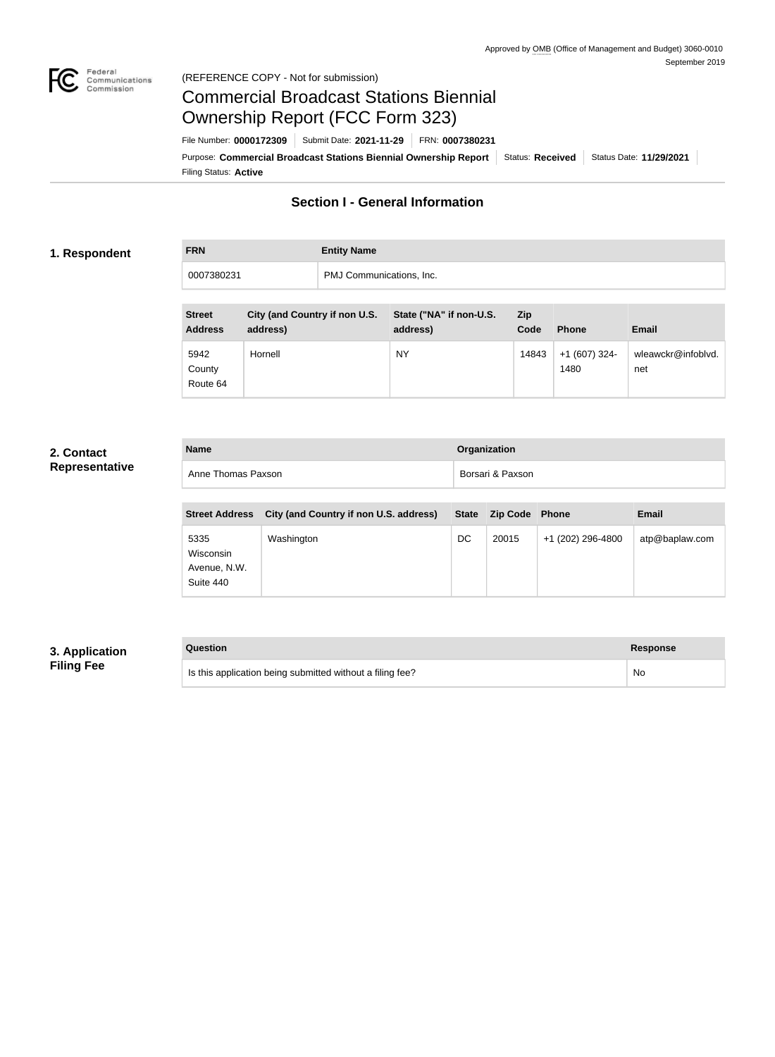Approved by OMB (Office of Management and Budget) 3060-0010
September 2019

(REFERENCE COPY - Not for submission)

# Commercial Broadcast Stations Biennial Ownership Report (FCC Form 323)

File Number: **0000172309** | Submit Date: **2021-11-29** | FRN: **0007380231**

Purpose: **Commercial Broadcast Stations Biennial Ownership Report** | Status: **Received** | Status Date: **11/29/2021**

Filing Status: **Active**

## Section I - General Information

### 1. Respondent

| FRN | Entity Name |
|---|---|
| 0007380231 | PMJ Communications, Inc. |

| Street Address | City (and Country if non U.S. address) | State ("NA" if non-U.S. address) | Zip Code | Phone | Email |
|---|---|---|---|---|---|
| 5942 County Route 64 | Hornell | NY | 14843 | +1 (607) 324-1480 | wleawckr@infoblvd.net |

### 2. Contact Representative

| Name | Organization |
|---|---|
| Anne Thomas Paxson | Borsari & Paxson |

| Street Address | City (and Country if non U.S. address) | State | Zip Code | Phone | Email |
|---|---|---|---|---|---|
| 5335 Wisconsin Avenue, N.W. Suite 440 | Washington | DC | 20015 | +1 (202) 296-4800 | atp@baplaw.com |

### 3. Application Filing Fee

| Question | Response |
|---|---|
| Is this application being submitted without a filing fee? | No |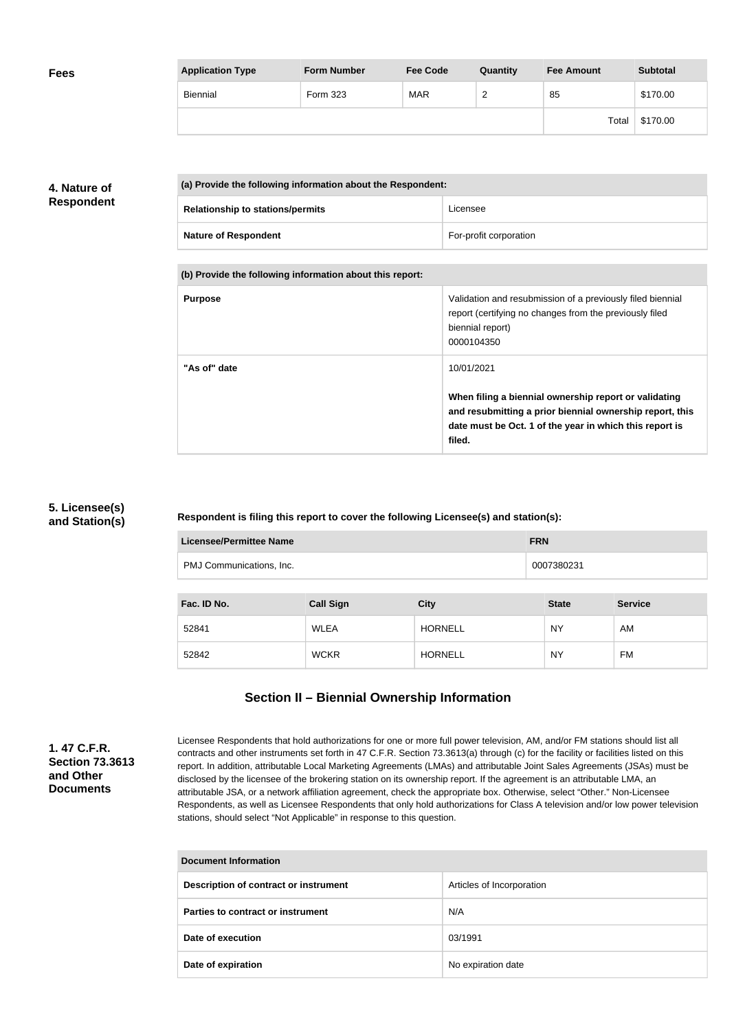**Fees**

| Application Type | Form Number | Fee Code | Quantity | Fee Amount | Subtotal |
|---|---|---|---|---|---|
| Biennial | Form 323 | MAR | 2 | 85 | $170.00 |
| | | | | Total | $170.00 |

**4. Nature of Respondent**

| (a) Provide the following information about the Respondent: | |
|---|---|
| **Relationship to stations/permits** | Licensee |
| **Nature of Respondent** | For-profit corporation |

| (b) Provide the following information about this report: | |
|---|---|
| **Purpose** | Validation and resubmission of a previously filed biennial report (certifying no changes from the previously filed biennial report)<br>0000104350 |
| **"As of" date** | 10/01/2021<br><br>**When filing a biennial ownership report or validating and resubmitting a prior biennial ownership report, this date must be Oct. 1 of the year in which this report is filed.** |

**5. Licensee(s) and Station(s)**

**Respondent is filing this report to cover the following Licensee(s) and station(s):**

| Licensee/Permittee Name | FRN |
|---|---|
| PMJ Communications, Inc. | 0007380231 |

| Fac. ID No. | Call Sign | City | State | Service |
|---|---|---|---|---|
| 52841 | WLEA | HORNELL | NY | AM |
| 52842 | WCKR | HORNELL | NY | FM |

## Section II – Biennial Ownership Information

**1. 47 C.F.R. Section 73.3613 and Other Documents**

Licensee Respondents that hold authorizations for one or more full power television, AM, and/or FM stations should list all contracts and other instruments set forth in 47 C.F.R. Section 73.3613(a) through (c) for the facility or facilities listed on this report. In addition, attributable Local Marketing Agreements (LMAs) and attributable Joint Sales Agreements (JSAs) must be disclosed by the licensee of the brokering station on its ownership report. If the agreement is an attributable LMA, an attributable JSA, or a network affiliation agreement, check the appropriate box. Otherwise, select "Other." Non-Licensee Respondents, as well as Licensee Respondents that only hold authorizations for Class A television and/or low power television stations, should select "Not Applicable" in response to this question.

| Document Information | |
|---|---|
| **Description of contract or instrument** | Articles of Incorporation |
| **Parties to contract or instrument** | N/A |
| **Date of execution** | 03/1991 |
| **Date of expiration** | No expiration date |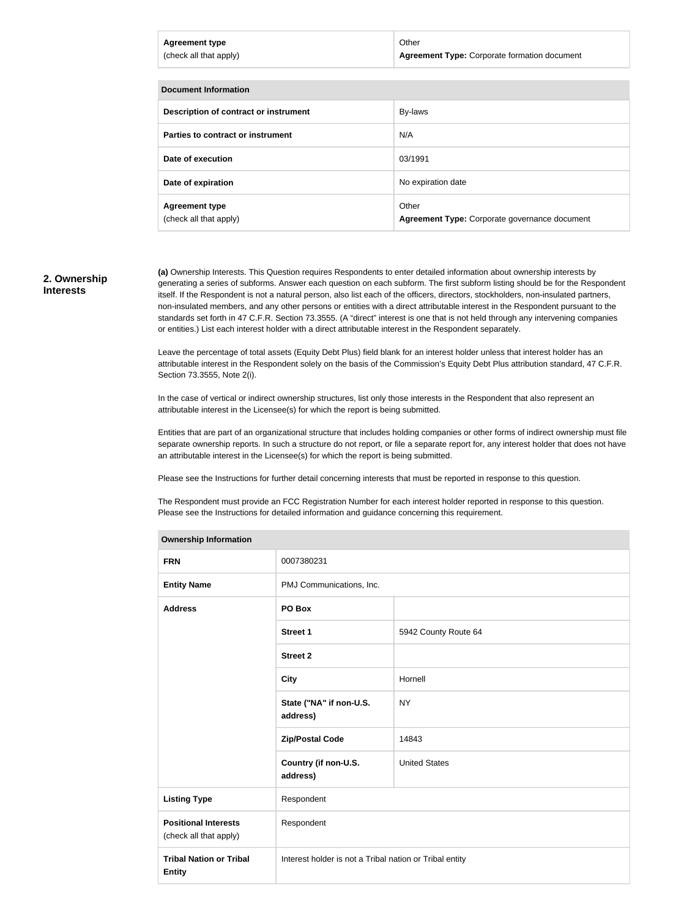| Agreement type (check all that apply) | Other<br>**Agreement Type:** Corporate formation document |
|---|---|

| Document Information | |
|---|---|
| **Description of contract or instrument** | By-laws |
| **Parties to contract or instrument** | N/A |
| **Date of execution** | 03/1991 |
| **Date of expiration** | No expiration date |
| **Agreement type** (check all that apply) | Other<br>**Agreement Type:** Corporate governance document |

## 2. Ownership Interests

**(a)** Ownership Interests. This Question requires Respondents to enter detailed information about ownership interests by generating a series of subforms. Answer each question on each subform. The first subform listing should be for the Respondent itself. If the Respondent is not a natural person, also list each of the officers, directors, stockholders, non-insulated partners, non-insulated members, and any other persons or entities with a direct attributable interest in the Respondent pursuant to the standards set forth in 47 C.F.R. Section 73.3555. (A "direct" interest is one that is not held through any intervening companies or entities.) List each interest holder with a direct attributable interest in the Respondent separately.

Leave the percentage of total assets (Equity Debt Plus) field blank for an interest holder unless that interest holder has an attributable interest in the Respondent solely on the basis of the Commission's Equity Debt Plus attribution standard, 47 C.F.R. Section 73.3555, Note 2(i).

In the case of vertical or indirect ownership structures, list only those interests in the Respondent that also represent an attributable interest in the Licensee(s) for which the report is being submitted.

Entities that are part of an organizational structure that includes holding companies or other forms of indirect ownership must file separate ownership reports. In such a structure do not report, or file a separate report for, any interest holder that does not have an attributable interest in the Licensee(s) for which the report is being submitted.

Please see the Instructions for further detail concerning interests that must be reported in response to this question.

The Respondent must provide an FCC Registration Number for each interest holder reported in response to this question. Please see the Instructions for detailed information and guidance concerning this requirement.

| Ownership Information | | |
|---|---|---|
| **FRN** | 0007380231 | |
| **Entity Name** | PMJ Communications, Inc. | |
| **Address** | **PO Box** | |
| | **Street 1** | 5942 County Route 64 |
| | **Street 2** | |
| | **City** | Hornell |
| | **State ("NA" if non-U.S. address)** | NY |
| | **Zip/Postal Code** | 14843 |
| | **Country (if non-U.S. address)** | United States |
| **Listing Type** | Respondent | |
| **Positional Interests** (check all that apply) | Respondent | |
| **Tribal Nation or Tribal Entity** | Interest holder is not a Tribal nation or Tribal entity | |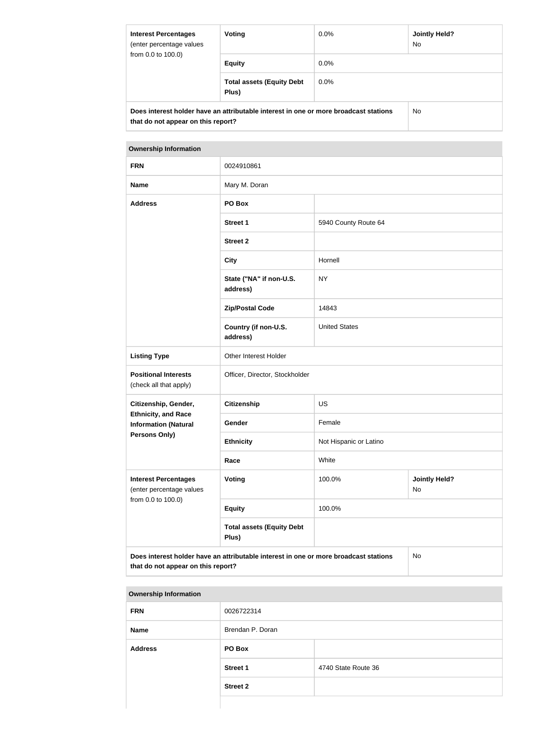| Interest Percentages (enter percentage values from 0.0 to 100.0) | Voting | 0.0% | Jointly Held? No |
|---|---|---|---|
| | Equity | 0.0% | |
| | Total assets (Equity Debt Plus) | 0.0% | |
| Does interest holder have an attributable interest in one or more broadcast stations that do not appear on this report? | | | No |

| Ownership Information | | | |
|---|---|---|---|
| FRN | 0024910861 | | |
| Name | Mary M. Doran | | |
| Address | PO Box | | |
| | Street 1 | 5940 County Route 64 | |
| | Street 2 | | |
| | City | Hornell | |
| | State ("NA" if non-U.S. address) | NY | |
| | Zip/Postal Code | 14843 | |
| | Country (if non-U.S. address) | United States | |
| Listing Type | Other Interest Holder | | |
| Positional Interests (check all that apply) | Officer, Director, Stockholder | | |
| Citizenship, Gender, Ethnicity, and Race Information (Natural Persons Only) | Citizenship | US | |
| | Gender | Female | |
| | Ethnicity | Not Hispanic or Latino | |
| | Race | White | |
| Interest Percentages (enter percentage values from 0.0 to 100.0) | Voting | 100.0% | Jointly Held? No |
| | Equity | 100.0% | |
| | Total assets (Equity Debt Plus) | | |
| Does interest holder have an attributable interest in one or more broadcast stations that do not appear on this report? | | | No |

| Ownership Information | | |
|---|---|---|
| FRN | 0026722314 | |
| Name | Brendan P. Doran | |
| Address | PO Box | |
| | Street 1 | 4740 State Route 36 |
| | Street 2 | |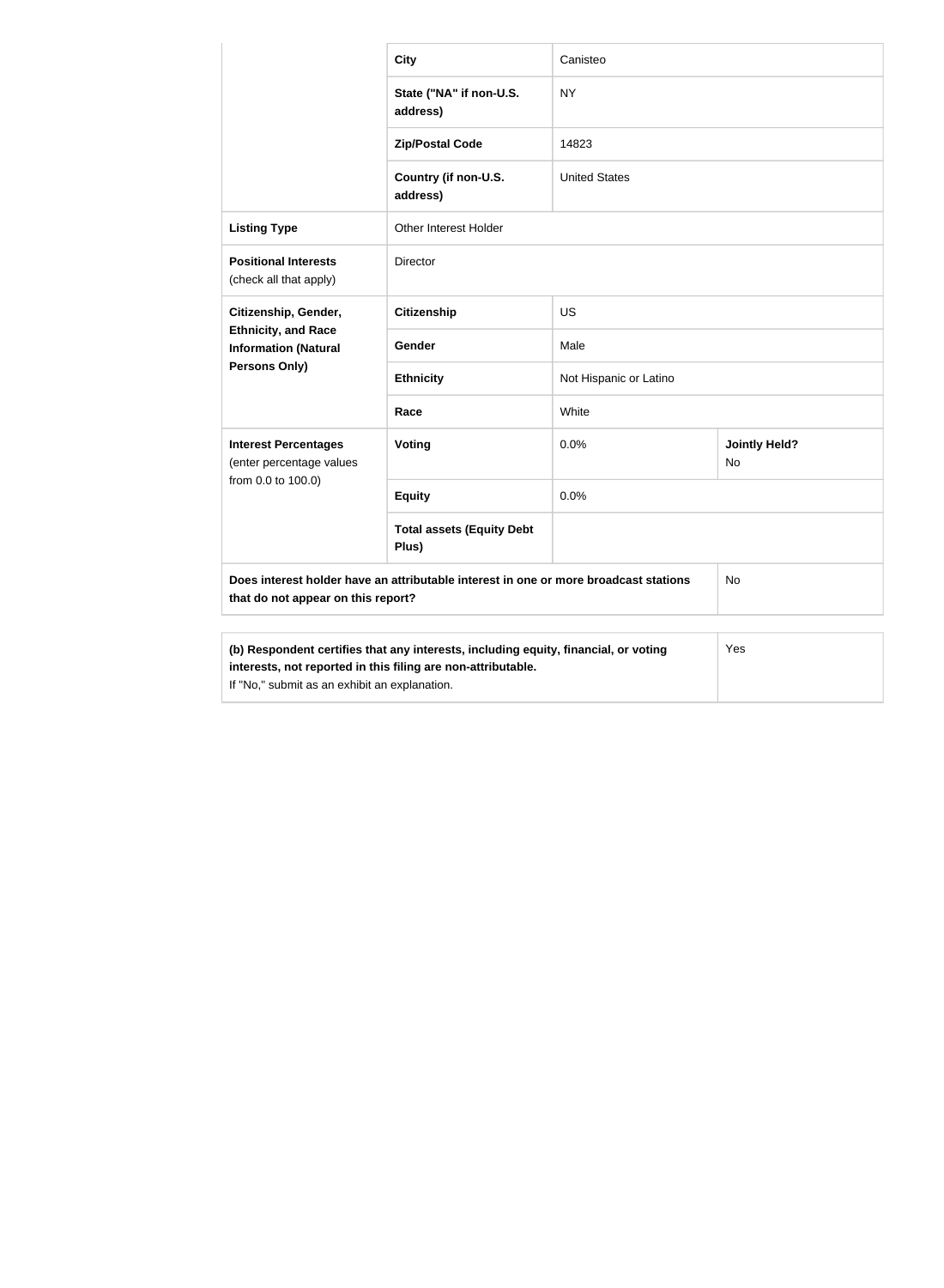| | | | |
|---|---|---|---|
| | **City** | Canisteo | |
| | **State ("NA" if non-U.S. address)** | NY | |
| | **Zip/Postal Code** | 14823 | |
| | **Country (if non-U.S. address)** | United States | |
| **Listing Type** | Other Interest Holder | | |
| **Positional Interests** (check all that apply) | Director | | |
| **Citizenship, Gender, Ethnicity, and Race Information (Natural Persons Only)** | **Citizenship** | US | |
| | **Gender** | Male | |
| | **Ethnicity** | Not Hispanic or Latino | |
| | **Race** | White | |
| **Interest Percentages** (enter percentage values from 0.0 to 100.0) | **Voting** | 0.0% | **Jointly Held?** No |
| | **Equity** | 0.0% | |
| | **Total assets (Equity Debt Plus)** | | |
| **Does interest holder have an attributable interest in one or more broadcast stations that do not appear on this report?** | | | No |

| | |
|---|---|
| **(b) Respondent certifies that any interests, including equity, financial, or voting interests, not reported in this filing are non-attributable.** If "No," submit as an exhibit an explanation. | Yes |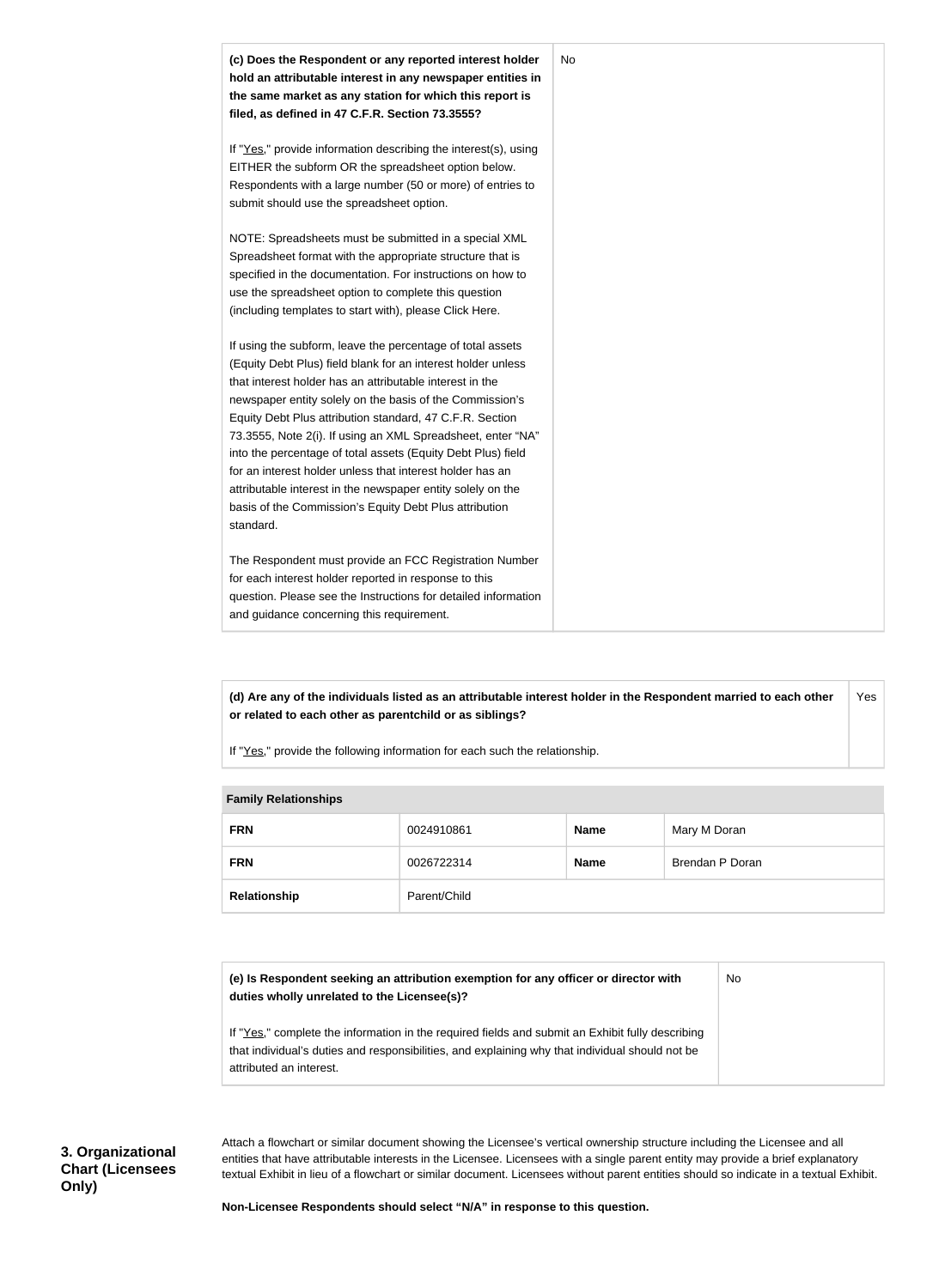| **(c) Does the Respondent or any reported interest holder hold an attributable interest in any newspaper entities in the same market as any station for which this report is filed, as defined in 47 C.F.R. Section 73.3555?**<br><br>If "Yes," provide information describing the interest(s), using EITHER the subform OR the spreadsheet option below. Respondents with a large number (50 or more) of entries to submit should use the spreadsheet option.<br><br>NOTE: Spreadsheets must be submitted in a special XML Spreadsheet format with the appropriate structure that is specified in the documentation. For instructions on how to use the spreadsheet option to complete this question (including templates to start with), please Click Here.<br><br>If using the subform, leave the percentage of total assets (Equity Debt Plus) field blank for an interest holder unless that interest holder has an attributable interest in the newspaper entity solely on the basis of the Commission's Equity Debt Plus attribution standard, 47 C.F.R. Section 73.3555, Note 2(i). If using an XML Spreadsheet, enter "NA" into the percentage of total assets (Equity Debt Plus) field for an interest holder unless that interest holder has an attributable interest in the newspaper entity solely on the basis of the Commission's Equity Debt Plus attribution standard.<br><br>The Respondent must provide an FCC Registration Number for each interest holder reported in response to this question. Please see the Instructions for detailed information and guidance concerning this requirement. | No |
|---|---|

| **(d) Are any of the individuals listed as an attributable interest holder in the Respondent married to each other or related to each other as parentchild or as siblings?**<br><br>If "Yes," provide the following information for each such the relationship. | Yes |
|---|---|

| **Family Relationships** | | | |
|---|---|---|---|
| **FRN** | 0024910861 | **Name** | Mary M Doran |
| **FRN** | 0026722314 | **Name** | Brendan P Doran |
| **Relationship** | Parent/Child | | |

| **(e) Is Respondent seeking an attribution exemption for any officer or director with duties wholly unrelated to the Licensee(s)?**<br><br>If "Yes," complete the information in the required fields and submit an Exhibit fully describing that individual's duties and responsibilities, and explaining why that individual should not be attributed an interest. | No |
|---|---|

**3. Organizational Chart (Licensees Only)**

Attach a flowchart or similar document showing the Licensee's vertical ownership structure including the Licensee and all entities that have attributable interests in the Licensee. Licensees with a single parent entity may provide a brief explanatory textual Exhibit in lieu of a flowchart or similar document. Licensees without parent entities should so indicate in a textual Exhibit.

**Non-Licensee Respondents should select "N/A" in response to this question.**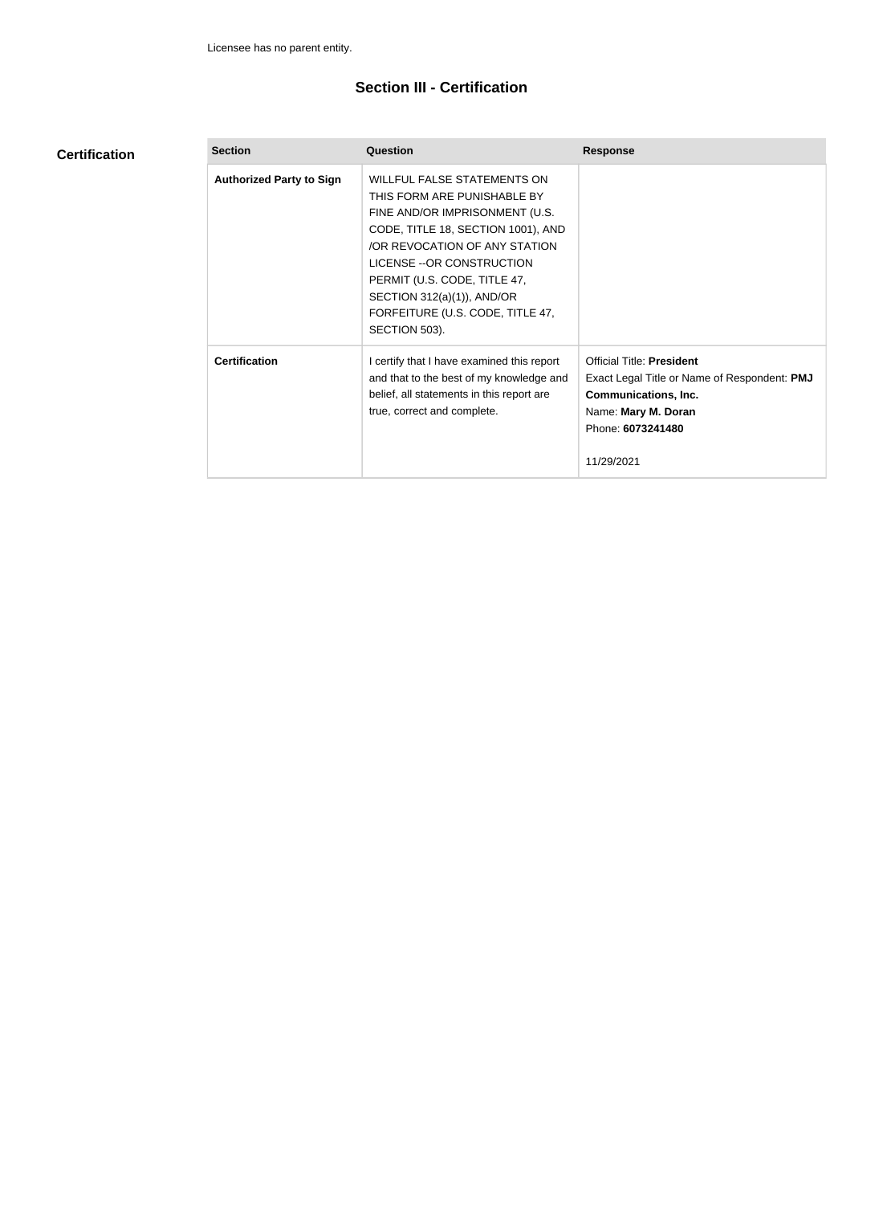Licensee has no parent entity.

## Section III - Certification

**Certification**

| Section | Question | Response |
|---|---|---|
| **Authorized Party to Sign** | WILLFUL FALSE STATEMENTS ON THIS FORM ARE PUNISHABLE BY FINE AND/OR IMPRISONMENT (U.S. CODE, TITLE 18, SECTION 1001), AND /OR REVOCATION OF ANY STATION LICENSE --OR CONSTRUCTION PERMIT (U.S. CODE, TITLE 47, SECTION 312(a)(1)), AND/OR FORFEITURE (U.S. CODE, TITLE 47, SECTION 503). | |
| **Certification** | I certify that I have examined this report and that to the best of my knowledge and belief, all statements in this report are true, correct and complete. | Official Title: **President**<br>Exact Legal Title or Name of Respondent: **PMJ Communications, Inc.**<br>Name: **Mary M. Doran**<br>Phone: **6073241480**<br><br>11/29/2021 |